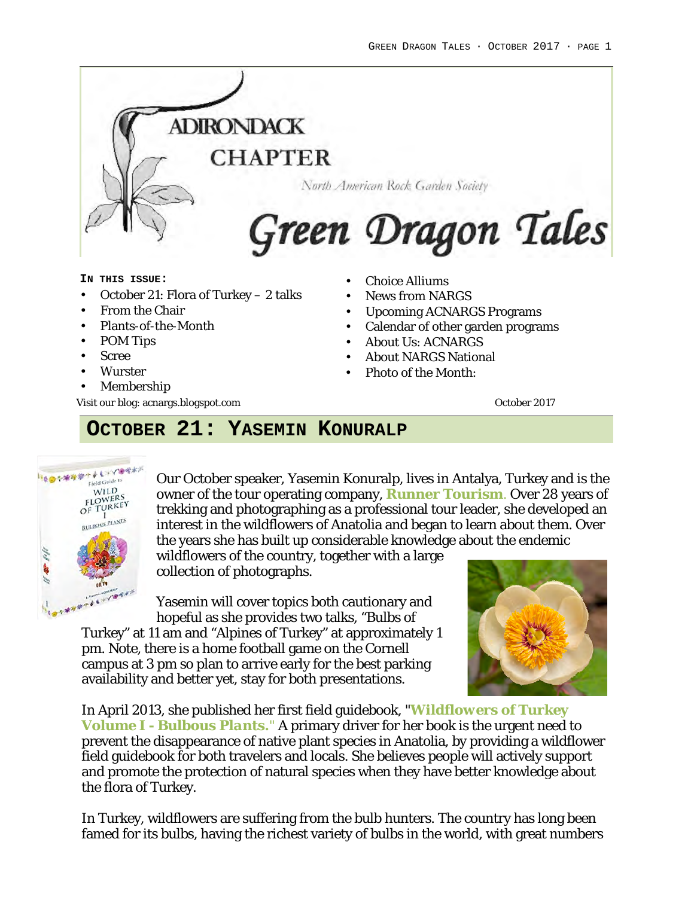# Adirondack Chapter

North American Rock Garden Society

# Green Dragon Tales

**In this issue:**

- October 21: Flora of Turkey – 2 talks
- From the Chair
- Plants-of-the-Month
- POM Tips
- Scree
- Wurster
- Membership
- Choice Alliums
- News from NARGS
- Upcoming ACNARGS Programs
- Calendar of other garden programs
- About Us: ACNARGS
- About NARGS National
- Photo of the Month:

Visit our blog: acnargs.blogspot.com

October 2017

## October 21: Yasemin Konuralp

Our October speaker, Yasemin Konuralp, lives in Antalya, Turkey and is the owner of the tour operating company, **Runner Tourism**. Over 28 years of trekking and photographing as a professional tour leader, she developed an interest in the wildflowers of Anatolia and began to learn about them. Over the years she has built up considerable knowledge about the endemic wildflowers of the country, together with a large collection of photographs.

Yasemin will cover topics both cautionary and hopeful as she provides two talks, "Bulbs of Turkey" at 11 am and "Alpines of Turkey" at approximately 1 pm. Note, there is a home football game on the Cornell campus at 3 pm so plan to arrive early for the best parking availability and better yet, stay for both presentations.

In April 2013, she published her first field guidebook, "**Wildflowers of Turkey Volume I - Bulbous Plants.**" A primary driver for her book is the urgent need to prevent the disappearance of native plant species in Anatolia, by providing a wildflower field guidebook for both travelers and locals. She believes people will actively support and promote the protection of natural species when they have better knowledge about the flora of Turkey.

In Turkey, wildflowers are suffering from the bulb hunters. The country has long been famed for its bulbs, having the richest variety of bulbs in the world, with great numbers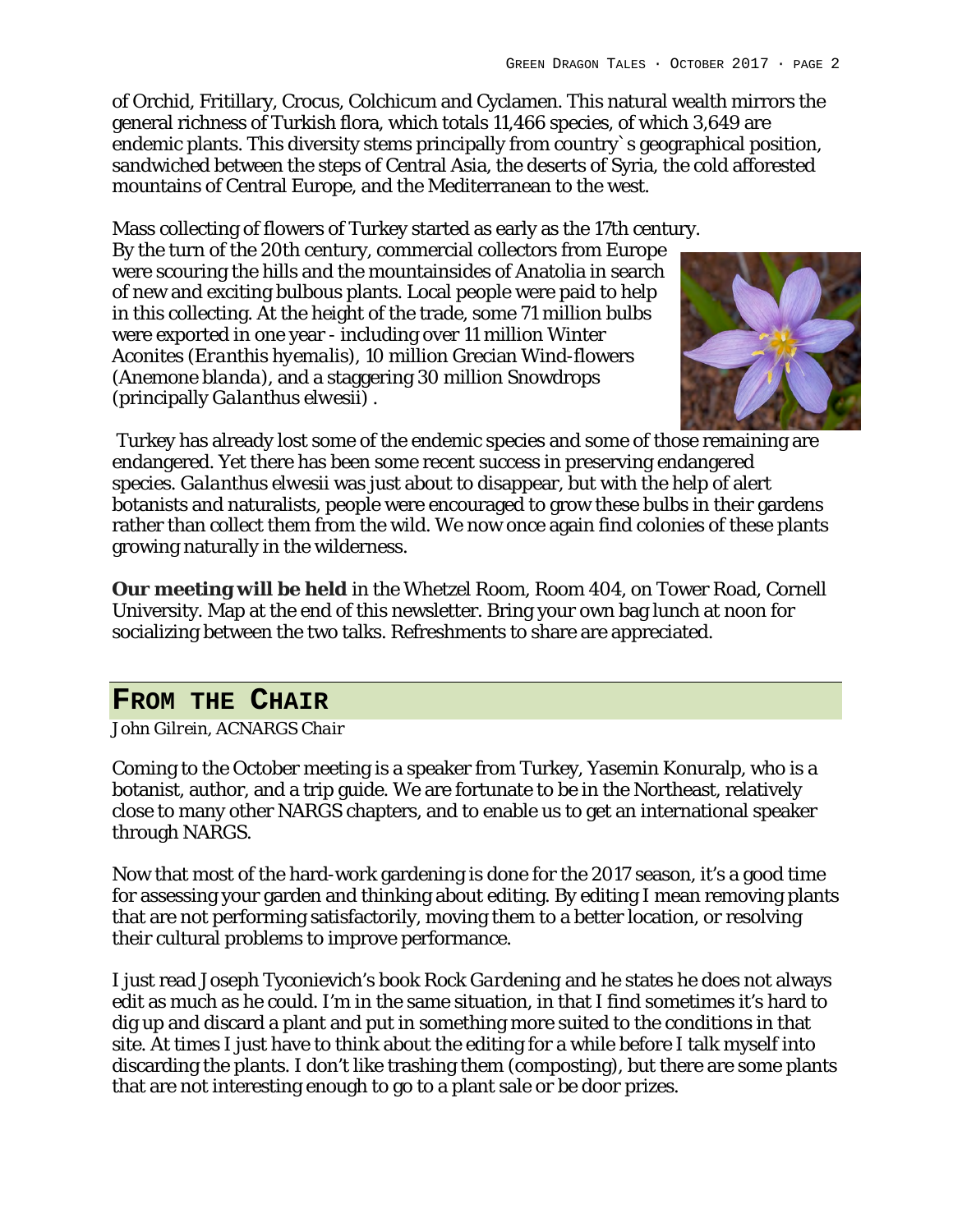of Orchid, Fritillary, Crocus, Colchicum and Cyclamen. This natural wealth mirrors the general richness of Turkish flora, which totals 11,466 species, of which 3,649 are endemic plants. This diversity stems principally from country`s geographical position, sandwiched between the steps of Central Asia, the deserts of Syria, the cold afforested mountains of Central Europe, and the Mediterranean to the west.

Mass collecting of flowers of Turkey started as early as the 17th century. By the turn of the 20th century, commercial collectors from Europe were scouring the hills and the mountainsides of Anatolia in search of new and exciting bulbous plants. Local people were paid to help in this collecting. At the height of the trade, some 71 million bulbs were exported in one year - including over 11 million Winter Aconites (*Eranthis hyemalis*), 10 million Grecian Wind-flowers (*Anemone blanda*), and a staggering 30 million Snowdrops (principally *Galanthus elwesii*) .

Turkey has already lost some of the endemic species and some of those remaining are endangered. Yet there has been some recent success in preserving endangered species. *Galanthus elwesii* was just about to disappear, but with the help of alert botanists and naturalists, people were encouraged to grow these bulbs in their gardens rather than collect them from the wild. We now once again find colonies of these plants growing naturally in the wilderness.

**Our meeting will be held** in the Whetzel Room, Room 404, on Tower Road, Cornell University. Map at the end of this newsletter. Bring your own bag lunch at noon for socializing between the two talks. Refreshments to share are appreciated.

## From the Chair

*John Gilrein, ACNARGS Chair*

Coming to the October meeting is a speaker from Turkey, Yasemin Konuralp, who is a botanist, author, and a trip guide. We are fortunate to be in the Northeast, relatively close to many other NARGS chapters, and to enable us to get an international speaker through NARGS.

Now that most of the hard-work gardening is done for the 2017 season, it's a good time for assessing your garden and thinking about editing. By editing I mean removing plants that are not performing satisfactorily, moving them to a better location, or resolving their cultural problems to improve performance.

I just read Joseph Tyconievich's book *Rock Gardening* and he states he does not always edit as much as he could. I'm in the same situation, in that I find sometimes it's hard to dig up and discard a plant and put in something more suited to the conditions in that site. At times I just have to think about the editing for a while before I talk myself into discarding the plants. I don't like trashing them (composting), but there are some plants that are not interesting enough to go to a plant sale or be door prizes.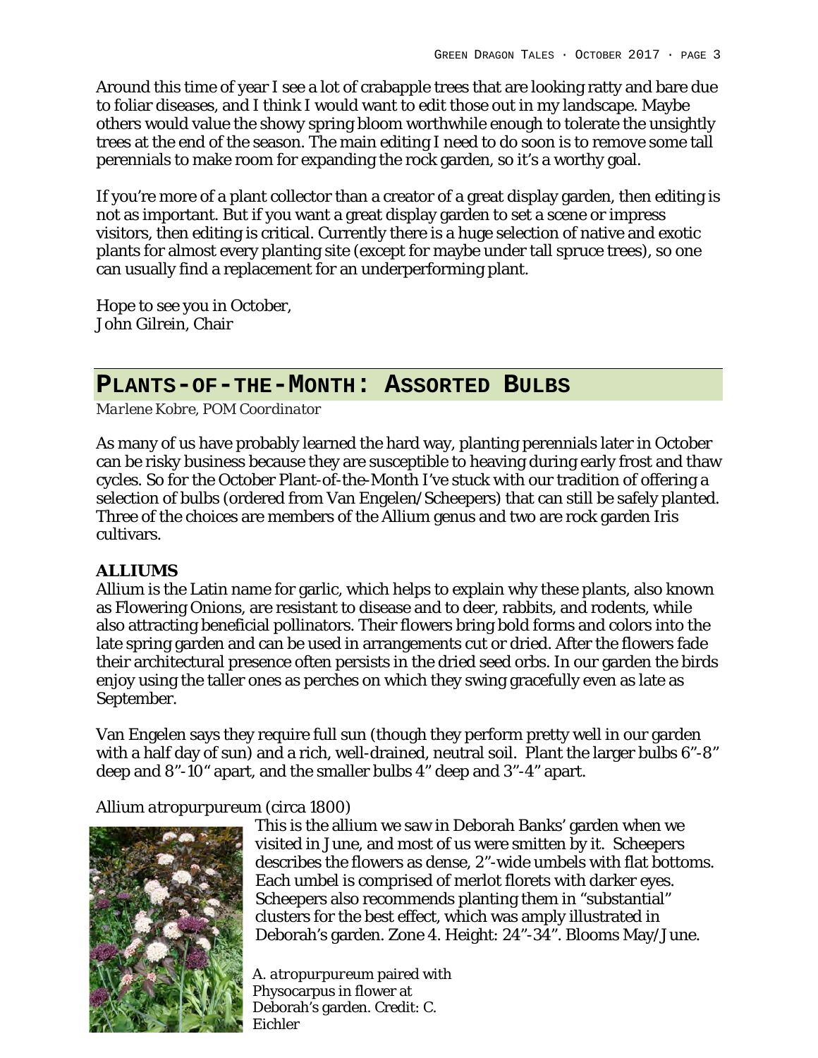Around this time of year I see a lot of crabapple trees that are looking ratty and bare due to foliar diseases, and I think I would want to edit those out in my landscape. Maybe others would value the showy spring bloom worthwhile enough to tolerate the unsightly trees at the end of the season. The main editing I need to do soon is to remove some tall perennials to make room for expanding the rock garden, so it's a worthy goal.

If you're more of a plant collector than a creator of a great display garden, then editing is not as important. But if you want a great display garden to set a scene or impress visitors, then editing is critical. Currently there is a huge selection of native and exotic plants for almost every planting site (except for maybe under tall spruce trees), so one can usually find a replacement for an underperforming plant.

Hope to see you in October,
John Gilrein, Chair

## PLANTS-OF-THE-MONTH: ASSORTED BULBS

*Marlene Kobre, POM Coordinator*

As many of us have probably learned the hard way, planting perennials later in October can be risky business because they are susceptible to heaving during early frost and thaw cycles. So for the October Plant-of-the-Month I've stuck with our tradition of offering a selection of bulbs (ordered from Van Engelen/Scheepers) that can still be safely planted. Three of the choices are members of the Allium genus and two are rock garden Iris cultivars.

### ALLIUMS

Allium is the Latin name for garlic, which helps to explain why these plants, also known as Flowering Onions, are resistant to disease and to deer, rabbits, and rodents, while also attracting beneficial pollinators. Their flowers bring bold forms and colors into the late spring garden and can be used in arrangements cut or dried. After the flowers fade their architectural presence often persists in the dried seed orbs. In our garden the birds enjoy using the taller ones as perches on which they swing gracefully even as late as September.

Van Engelen says they require full sun (though they perform pretty well in our garden with a half day of sun) and a rich, well-drained, neutral soil. Plant the larger bulbs 6"-8" deep and 8"-10" apart, and the smaller bulbs 4" deep and 3"-4" apart.

*Allium atropurpureum (circa 1800)*

This is the allium we saw in Deborah Banks' garden when we visited in June, and most of us were smitten by it. Scheepers describes the flowers as dense, 2"-wide umbels with flat bottoms. Each umbel is comprised of merlot florets with darker eyes. Scheepers also recommends planting them in "substantial" clusters for the best effect, which was amply illustrated in Deborah's garden. Zone 4. Height: 24"-34". Blooms May/June.

*A. atropurpureum* paired with Physocarpus in flower at Deborah's garden. Credit: C. Eichler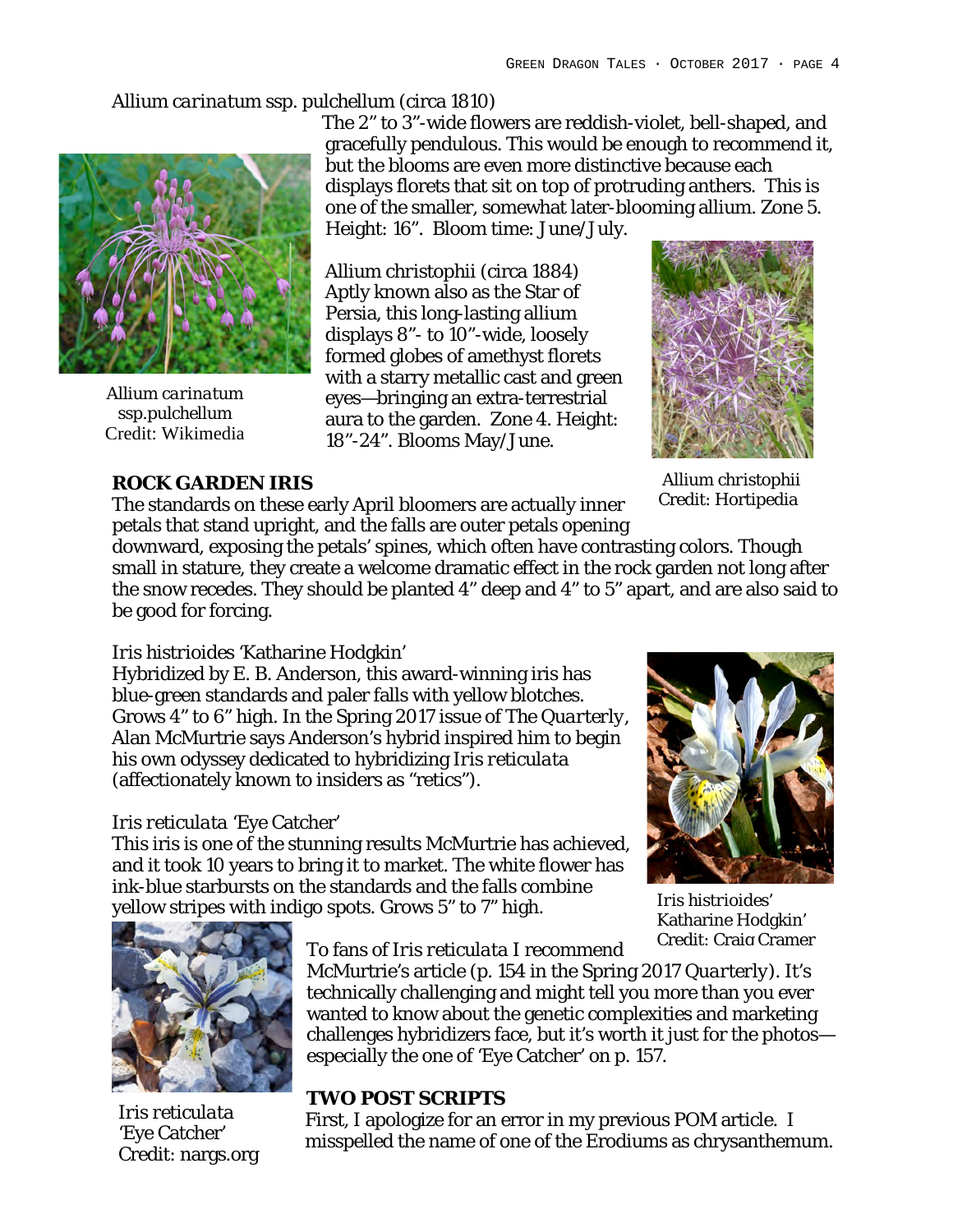*Allium carinatum* ssp. pulchellum (circa 1810)

The 2" to 3"-wide flowers are reddish-violet, bell-shaped, and gracefully pendulous. This would be enough to recommend it, but the blooms are even more distinctive because each displays florets that sit on top of protruding anthers. This is one of the smaller, somewhat later-blooming allium. Zone 5. Height: 16". Bloom time: June/July.

*Allium carinatum* ssp.pulchellum
Credit: Wikimedia

Allium christophii (circa 1884)
Aptly known also as the Star of Persia, this long-lasting allium displays 8"- to 10"-wide, loosely formed globes of amethyst florets with a starry metallic cast and green eyes—bringing an extra-terrestrial aura to the garden. Zone 4. Height: 18"-24". Blooms May/June.

*Allium christophii*
Credit: Hortipedia

**ROCK GARDEN IRIS**

The standards on these early April bloomers are actually inner petals that stand upright, and the falls are outer petals opening downward, exposing the petals' spines, which often have contrasting colors. Though small in stature, they create a welcome dramatic effect in the rock garden not long after the snow recedes. They should be planted 4" deep and 4" to 5" apart, and are also said to be good for forcing.

Iris histrioides 'Katharine Hodgkin'
Hybridized by E. B. Anderson, this award-winning iris has blue-green standards and paler falls with yellow blotches. Grows 4" to 6" high. In the Spring 2017 issue of *The Quarterly*, Alan McMurtrie says Anderson's hybrid inspired him to begin his own odyssey dedicated to hybridizing *Iris reticulata* (affectionately known to insiders as "retics").

Iris histrioides' Katharine Hodgkin'
Credit: Craig Cramer

*Iris reticulata* 'Eye Catcher'
This iris is one of the stunning results McMurtrie has achieved, and it took 10 years to bring it to market. The white flower has ink-blue starbursts on the standards and the falls combine yellow stripes with indigo spots. Grows 5" to 7" high.

To fans of *Iris reticulata* I recommend McMurtrie's article (p. 154 in the Spring 2017 *Quarterly*). It's technically challenging and might tell you more than you ever wanted to know about the genetic complexities and marketing challenges hybridizers face, but it's worth it just for the photos—especially the one of 'Eye Catcher' on p. 157.

*Iris reticulata*
'Eye Catcher'
Credit: nargs.org

**TWO POST SCRIPTS**

First, I apologize for an error in my previous POM article. I misspelled the name of one of the Erodiums as chrysanthemum.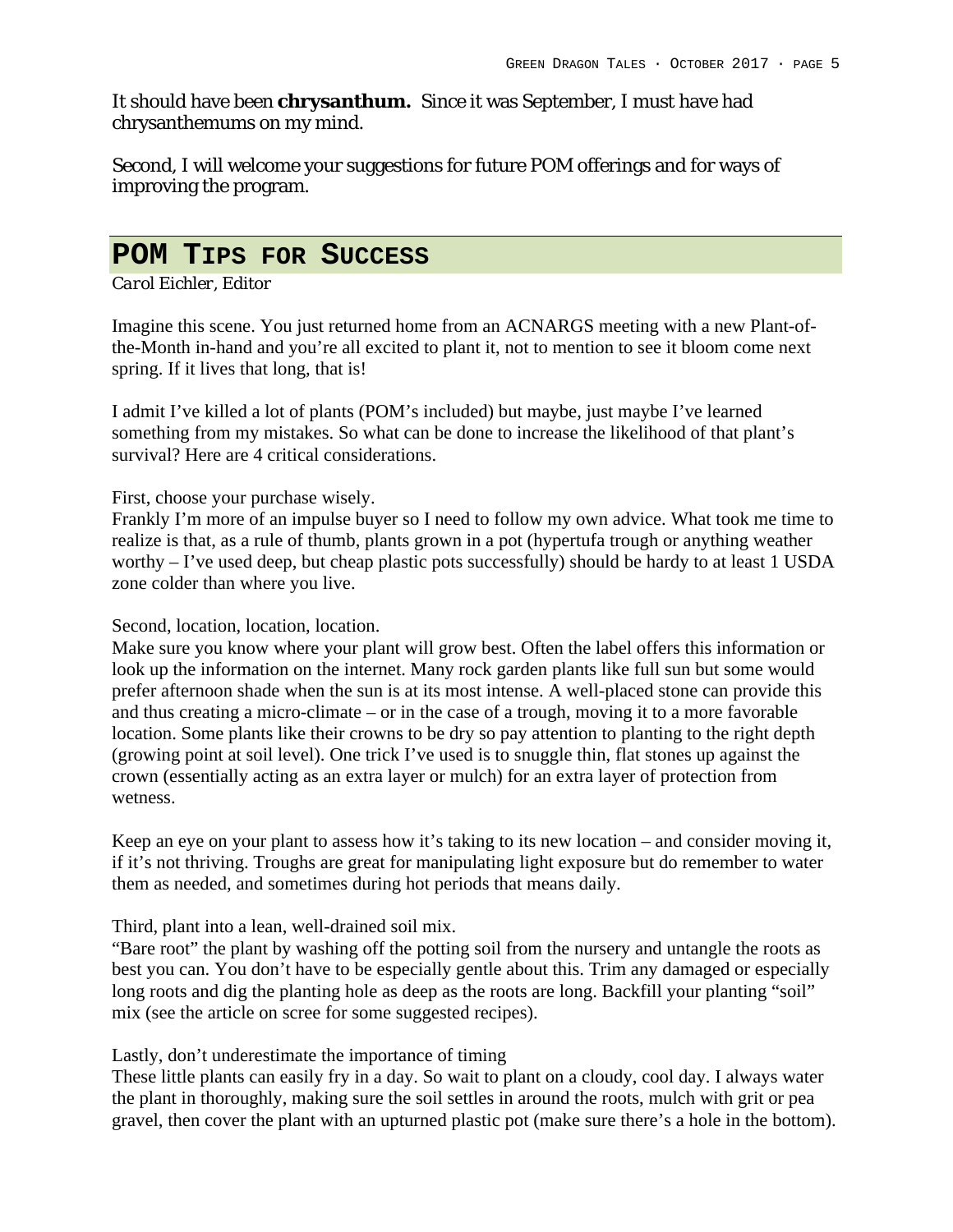It should have been **chrysanthum.** Since it was September, I must have had chrysanthemums on my mind.

Second, I will welcome your suggestions for future POM offerings and for ways of improving the program.

## POM Tips for Success

*Carol Eichler, Editor*

Imagine this scene. You just returned home from an ACNARGS meeting with a new Plant-of-the-Month in-hand and you're all excited to plant it, not to mention to see it bloom come next spring. If it lives that long, that is!

I admit I've killed a lot of plants (POM's included) but maybe, just maybe I've learned something from my mistakes. So what can be done to increase the likelihood of that plant's survival? Here are 4 critical considerations.

First, choose your purchase wisely.
Frankly I'm more of an impulse buyer so I need to follow my own advice. What took me time to realize is that, as a rule of thumb, plants grown in a pot (hypertufa trough or anything weather worthy – I've used deep, but cheap plastic pots successfully) should be hardy to at least 1 USDA zone colder than where you live.

Second, location, location, location.
Make sure you know where your plant will grow best. Often the label offers this information or look up the information on the internet. Many rock garden plants like full sun but some would prefer afternoon shade when the sun is at its most intense. A well-placed stone can provide this and thus creating a micro-climate – or in the case of a trough, moving it to a more favorable location. Some plants like their crowns to be dry so pay attention to planting to the right depth (growing point at soil level). One trick I've used is to snuggle thin, flat stones up against the crown (essentially acting as an extra layer or mulch) for an extra layer of protection from wetness.

Keep an eye on your plant to assess how it's taking to its new location – and consider moving it, if it's not thriving. Troughs are great for manipulating light exposure but do remember to water them as needed, and sometimes during hot periods that means daily.

Third, plant into a lean, well-drained soil mix.
"Bare root" the plant by washing off the potting soil from the nursery and untangle the roots as best you can. You don't have to be especially gentle about this. Trim any damaged or especially long roots and dig the planting hole as deep as the roots are long. Backfill your planting "soil" mix (see the article on scree for some suggested recipes).

Lastly, don't underestimate the importance of timing
These little plants can easily fry in a day. So wait to plant on a cloudy, cool day. I always water the plant in thoroughly, making sure the soil settles in around the roots, mulch with grit or pea gravel, then cover the plant with an upturned plastic pot (make sure there's a hole in the bottom).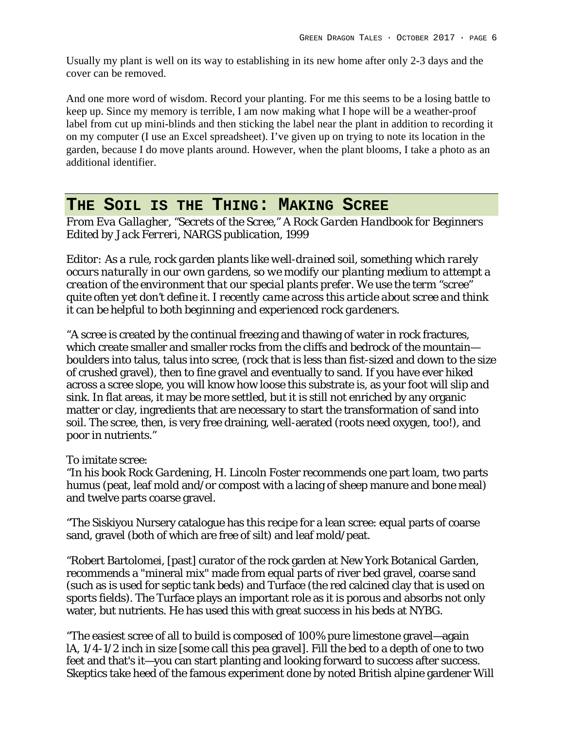Usually my plant is well on its way to establishing in its new home after only 2-3 days and the cover can be removed.

And one more word of wisdom. Record your planting. For me this seems to be a losing battle to keep up. Since my memory is terrible, I am now making what I hope will be a weather-proof label from cut up mini-blinds and then sticking the label near the plant in addition to recording it on my computer (I use an Excel spreadsheet). I've given up on trying to note its location in the garden, because I do move plants around. However, when the plant blooms, I take a photo as an additional identifier.

## THE SOIL IS THE THING: MAKING SCREE

*From Eva Gallagher, "Secrets of the Scree," A Rock Garden Handbook for Beginners Edited by Jack Ferreri, NARGS publication, 1999*

*Editor: As a rule, rock garden plants like well-drained soil, something which rarely occurs naturally in our own gardens, so we modify our planting medium to attempt a creation of the environment that our special plants prefer. We use the term "scree" quite often yet don't define it. I recently came across this article about scree and think it can be helpful to both beginning and experienced rock gardeners.*

"A scree is created by the continual freezing and thawing of water in rock fractures, which create smaller and smaller rocks from the cliffs and bedrock of the mountain—boulders into talus, talus into scree, (rock that is less than fist-sized and down to the size of crushed gravel), then to fine gravel and eventually to sand. If you have ever hiked across a scree slope, you will know how loose this substrate is, as your foot will slip and sink. In flat areas, it may be more settled, but it is still not enriched by any organic matter or clay, ingredients that are necessary to start the transformation of sand into soil. The scree, then, is very free draining, well-aerated (roots need oxygen, too!), and poor in nutrients."

To imitate scree:
"In his book *Rock Gardening*, H. Lincoln Foster recommends one part loam, two parts humus (peat, leaf mold and/or compost with a lacing of sheep manure and bone meal) and twelve parts coarse gravel.

"The Siskiyou Nursery catalogue has this recipe for a lean scree: equal parts of coarse sand, gravel (both of which are free of silt) and leaf mold/peat.

"Robert Bartolomei, [past] curator of the rock garden at New York Botanical Garden, recommends a "mineral mix" made from equal parts of river bed gravel, coarse sand (such as is used for septic tank beds) and Turface (the red calcined clay that is used on sports fields). The Turface plays an important role as it is porous and absorbs not only water, but nutrients. He has used this with great success in his beds at NYBG.

"The easiest scree of all to build is composed of 100% pure limestone gravel—again lA, 1/4-1/2 inch in size [some call this pea gravel]. Fill the bed to a depth of one to two feet and that's it—you can start planting and looking forward to success after success. Skeptics take heed of the famous experiment done by noted British alpine gardener Will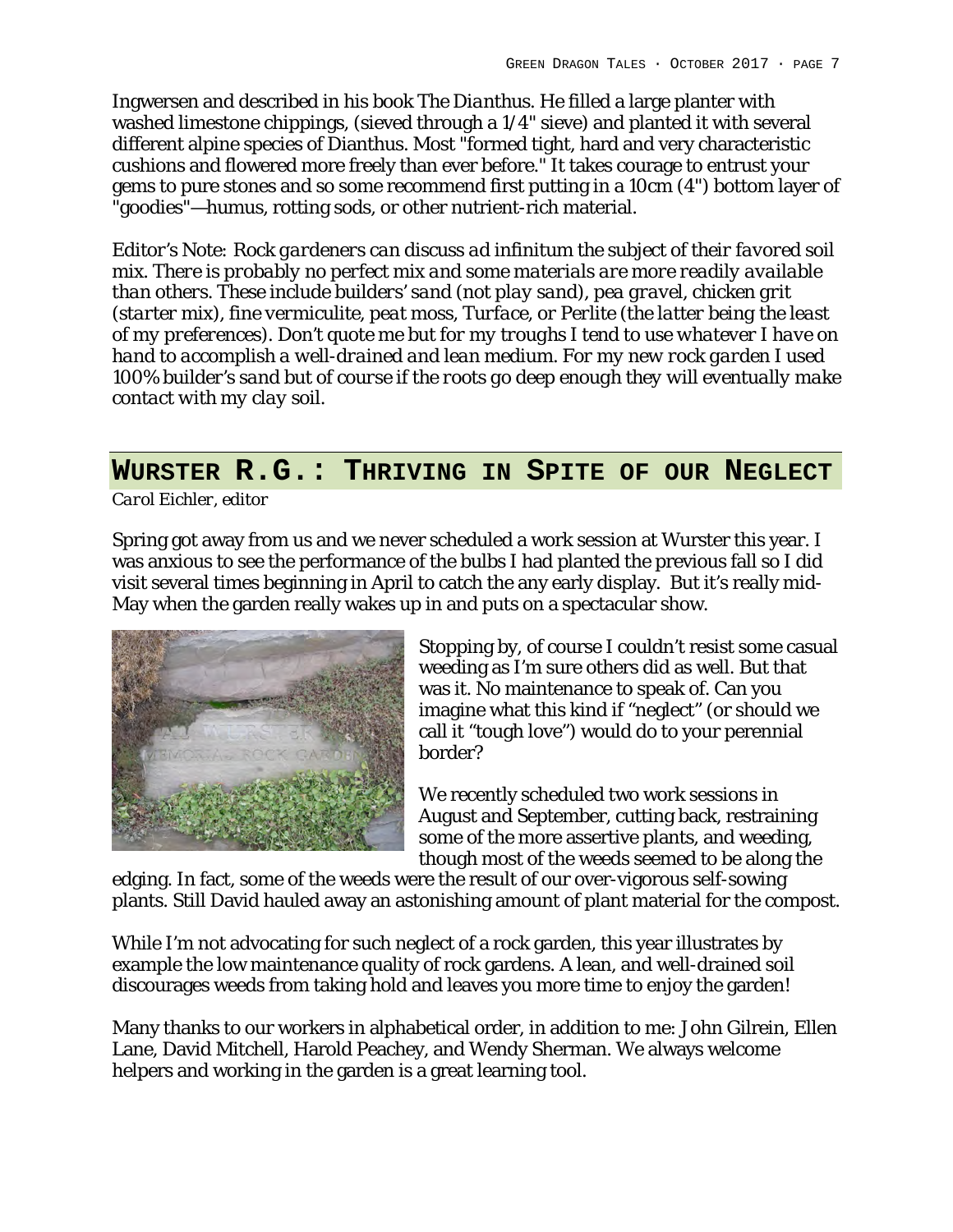Ingwersen and described in his book *The Dianthus*. He filled a large planter with washed limestone chippings, (sieved through a 1/4" sieve) and planted it with several different alpine species of Dianthus. Most "formed tight, hard and very characteristic cushions and flowered more freely than ever before." It takes courage to entrust your gems to pure stones and so some recommend first putting in a 10cm (4") bottom layer of "goodies"—humus, rotting sods, or other nutrient-rich material.

*Editor's Note: Rock gardeners can discuss ad infinitum the subject of their favored soil mix. There is probably no perfect mix and some materials are more readily available than others. These include builders' sand (not play sand), pea gravel, chicken grit (starter mix), fine vermiculite, peat moss, Turface, or Perlite (the latter being the least of my preferences). Don't quote me but for my troughs I tend to use whatever I have on hand to accomplish a well-drained and lean medium. For my new rock garden I used 100% builder's sand but of course if the roots go deep enough they will eventually make contact with my clay soil.*

## Wurster R.G.: Thriving in Spite of our Neglect

*Carol Eichler, editor*

Spring got away from us and we never scheduled a work session at Wurster this year. I was anxious to see the performance of the bulbs I had planted the previous fall so I did visit several times beginning in April to catch the any early display. But it's really mid-May when the garden really wakes up in and puts on a spectacular show.

Stopping by, of course I couldn't resist some casual weeding as I'm sure others did as well. But that was it. No maintenance to speak of. Can you imagine what this kind if "neglect" (or should we call it "tough love") would do to your perennial border?

We recently scheduled two work sessions in August and September, cutting back, restraining some of the more assertive plants, and weeding, though most of the weeds seemed to be along the edging. In fact, some of the weeds were the result of our over-vigorous self-sowing plants. Still David hauled away an astonishing amount of plant material for the compost.

While I'm not advocating for such neglect of a rock garden, this year illustrates by example the low maintenance quality of rock gardens. A lean, and well-drained soil discourages weeds from taking hold and leaves you more time to enjoy the garden!

Many thanks to our workers in alphabetical order, in addition to me: John Gilrein, Ellen Lane, David Mitchell, Harold Peachey, and Wendy Sherman. We always welcome helpers and working in the garden is a great learning tool.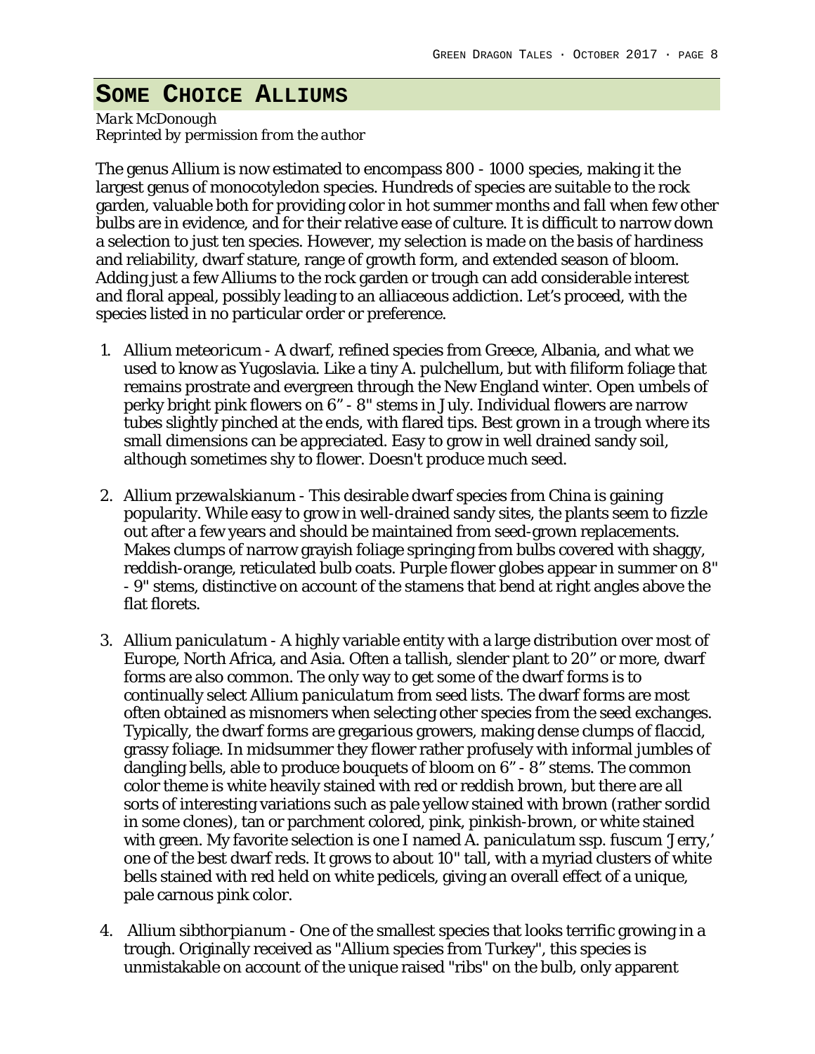## Some Choice Alliums

*Mark McDonough*
*Reprinted by permission from the author*

The genus Allium is now estimated to encompass 800 - 1000 species, making it the largest genus of monocotyledon species. Hundreds of species are suitable to the rock garden, valuable both for providing color in hot summer months and fall when few other bulbs are in evidence, and for their relative ease of culture. It is difficult to narrow down a selection to just ten species. However, my selection is made on the basis of hardiness and reliability, dwarf stature, range of growth form, and extended season of bloom. Adding just a few Alliums to the rock garden or trough can add considerable interest and floral appeal, possibly leading to an alliaceous addiction. Let's proceed, with the species listed in no particular order or preference.

1. Allium meteoricum - A dwarf, refined species from Greece, Albania, and what we used to know as Yugoslavia. Like a tiny A. pulchellum, but with filiform foliage that remains prostrate and evergreen through the New England winter. Open umbels of perky bright pink flowers on 6" - 8" stems in July. Individual flowers are narrow tubes slightly pinched at the ends, with flared tips. Best grown in a trough where its small dimensions can be appreciated. Easy to grow in well drained sandy soil, although sometimes shy to flower. Doesn't produce much seed.

2. Allium *przewalskianum* - This desirable dwarf species from China is gaining popularity. While easy to grow in well-drained sandy sites, the plants seem to fizzle out after a few years and should be maintained from seed-grown replacements. Makes clumps of narrow grayish foliage springing from bulbs covered with shaggy, reddish-orange, reticulated bulb coats. Purple flower globes appear in summer on 8" - 9" stems, distinctive on account of the stamens that bend at right angles above the flat florets.

3. Allium *paniculatum* - A highly variable entity with a large distribution over most of Europe, North Africa, and Asia. Often a tallish, slender plant to 20" or more, dwarf forms are also common. The only way to get some of the dwarf forms is to continually select Allium *paniculatum* from seed lists. The dwarf forms are most often obtained as misnomers when selecting other species from the seed exchanges. Typically, the dwarf forms are gregarious growers, making dense clumps of flaccid, grassy foliage. In midsummer they flower rather profusely with informal jumbles of dangling bells, able to produce bouquets of bloom on 6" - 8" stems. The common color theme is white heavily stained with red or reddish brown, but there are all sorts of interesting variations such as pale yellow stained with brown (rather sordid in some clones), tan or parchment colored, pink, pinkish-brown, or white stained with green. My favorite selection is one I named A. *paniculatum* ssp. fuscum 'Jerry,' one of the best dwarf reds. It grows to about 10" tall, with a myriad clusters of white bells stained with red held on white pedicels, giving an overall effect of a unique, pale carnous pink color.

4. Allium *sibthorpianum* - One of the smallest species that looks terrific growing in a trough. Originally received as "Allium species from Turkey", this species is unmistakable on account of the unique raised "ribs" on the bulb, only apparent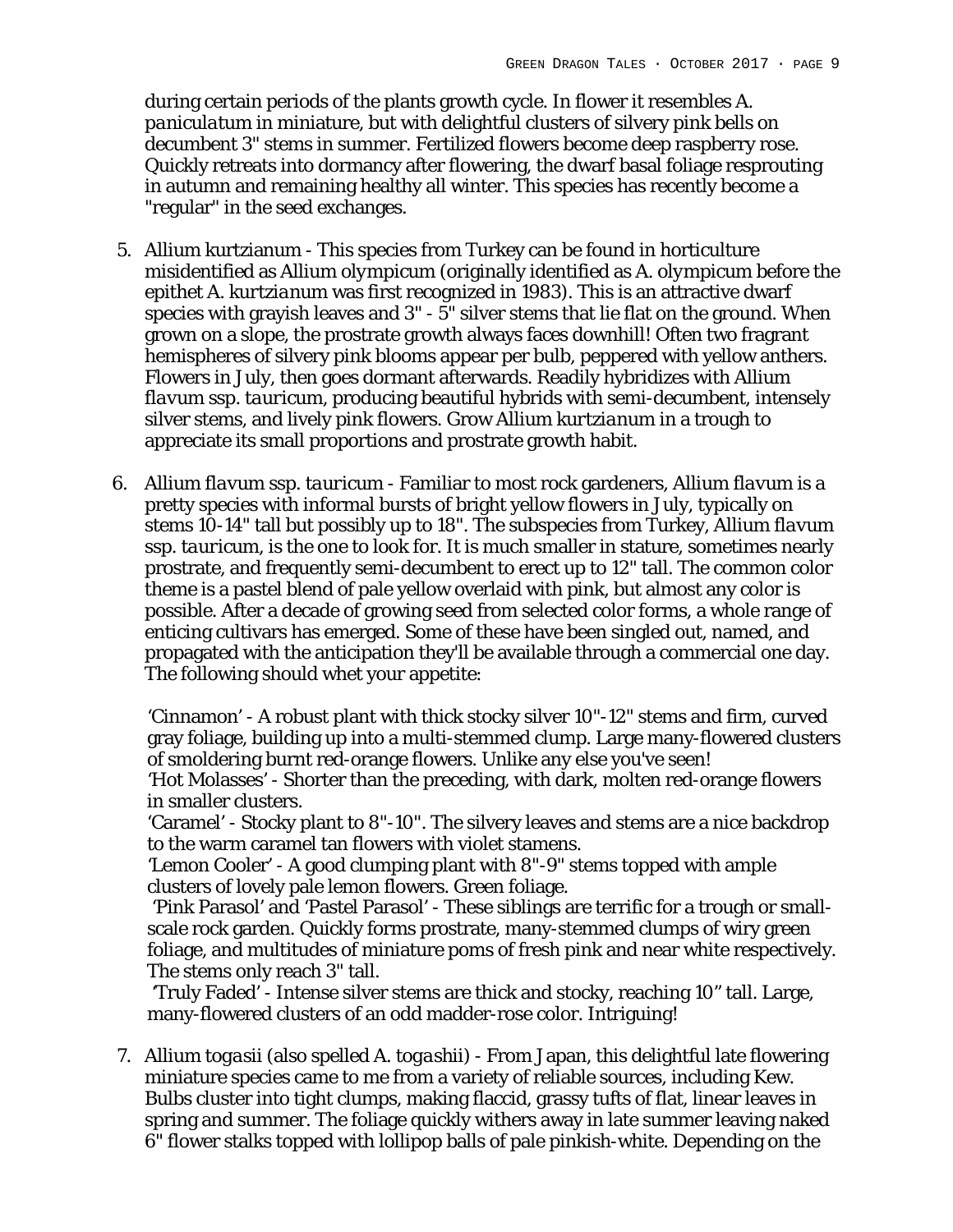during certain periods of the plants growth cycle. In flower it resembles *A. paniculatum* in miniature, but with delightful clusters of silvery pink bells on decumbent 3" stems in summer. Fertilized flowers become deep raspberry rose. Quickly retreats into dormancy after flowering, the dwarf basal foliage resprouting in autumn and remaining healthy all winter. This species has recently become a "regular" in the seed exchanges.

5. Allium kurtzianum - This species from Turkey can be found in horticulture misidentified as Allium olympicum (originally identified as A. olympicum before the epithet *A. kurtzianum* was first recognized in 1983). This is an attractive dwarf species with grayish leaves and 3" - 5" silver stems that lie flat on the ground. When grown on a slope, the prostrate growth always faces downhill! Often two fragrant hemispheres of silvery pink blooms appear per bulb, peppered with yellow anthers. Flowers in July, then goes dormant afterwards. Readily hybridizes with Allium *flavum* ssp. *tauricum*, producing beautiful hybrids with semi-decumbent, intensely silver stems, and lively pink flowers. Grow Allium *kurtzianum* in a trough to appreciate its small proportions and prostrate growth habit.

6. Allium *flavum* ssp. *tauricum* - Familiar to most rock gardeners, Allium *flavum* is a pretty species with informal bursts of bright yellow flowers in July, typically on stems 10-14" tall but possibly up to 18". The subspecies from Turkey, Allium *flavum* ssp. *tauricum*, is the one to look for. It is much smaller in stature, sometimes nearly prostrate, and frequently semi-decumbent to erect up to 12" tall. The common color theme is a pastel blend of pale yellow overlaid with pink, but almost any color is possible. After a decade of growing seed from selected color forms, a whole range of enticing cultivars has emerged. Some of these have been singled out, named, and propagated with the anticipation they'll be available through a commercial one day. The following should whet your appetite:

   'Cinnamon' - A robust plant with thick stocky silver 10"-12" stems and firm, curved gray foliage, building up into a multi-stemmed clump. Large many-flowered clusters of smoldering burnt red-orange flowers. Unlike any else you've seen!
   'Hot Molasses' - Shorter than the preceding, with dark, molten red-orange flowers in smaller clusters.
   'Caramel' - Stocky plant to 8"-10". The silvery leaves and stems are a nice backdrop to the warm caramel tan flowers with violet stamens.
   'Lemon Cooler' - A good clumping plant with 8"-9" stems topped with ample clusters of lovely pale lemon flowers. Green foliage.
   'Pink Parasol' and 'Pastel Parasol' - These siblings are terrific for a trough or small-scale rock garden. Quickly forms prostrate, many-stemmed clumps of wiry green foliage, and multitudes of miniature poms of fresh pink and near white respectively. The stems only reach 3" tall.
   'Truly Faded' - Intense silver stems are thick and stocky, reaching 10" tall. Large, many-flowered clusters of an odd madder-rose color. Intriguing!

7. Allium *togasii* (also spelled *A. togashii*) - From Japan, this delightful late flowering miniature species came to me from a variety of reliable sources, including Kew. Bulbs cluster into tight clumps, making flaccid, grassy tufts of flat, linear leaves in spring and summer. The foliage quickly withers away in late summer leaving naked 6" flower stalks topped with lollipop balls of pale pinkish-white. Depending on the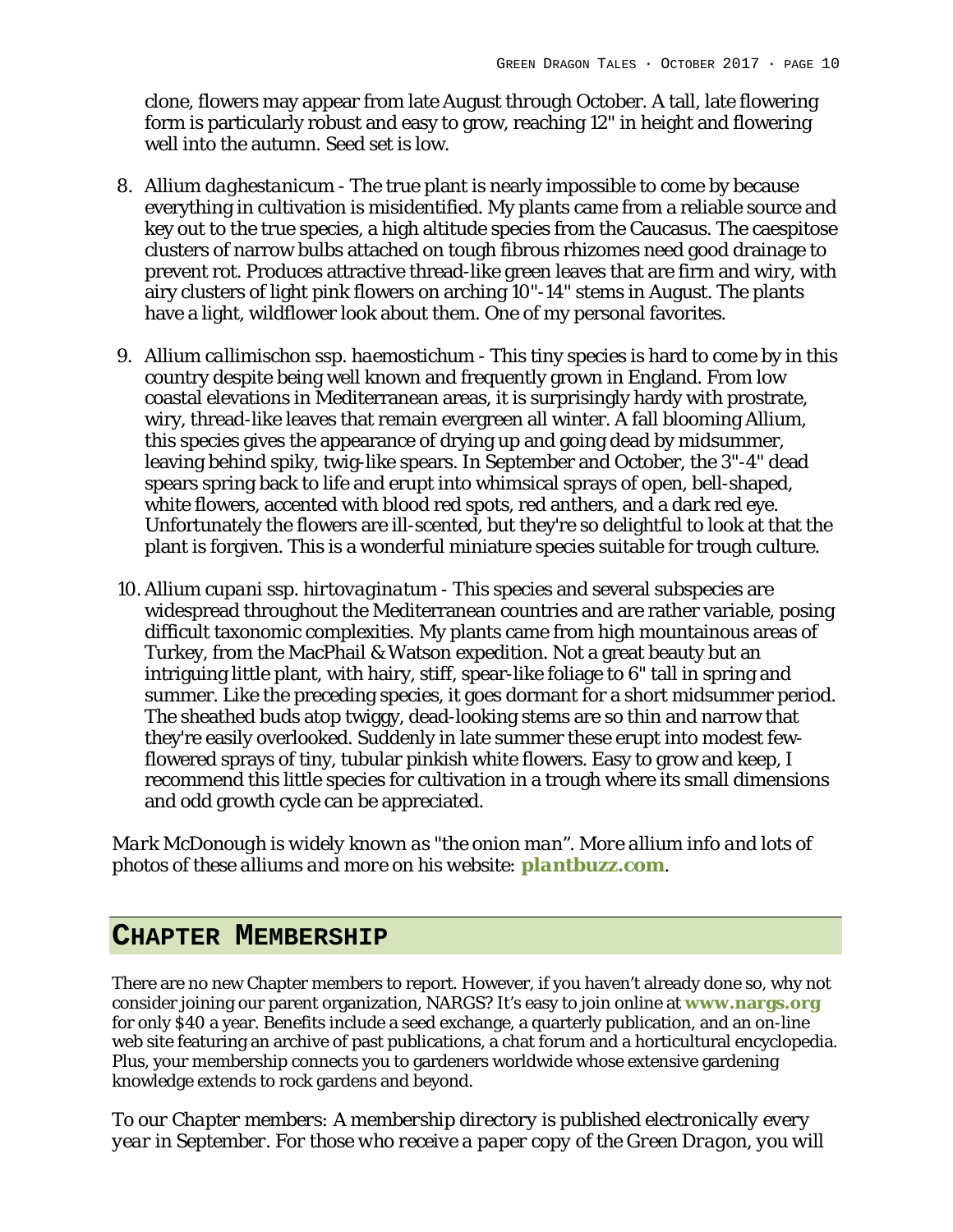clone, flowers may appear from late August through October. A tall, late flowering form is particularly robust and easy to grow, reaching 12" in height and flowering well into the autumn. Seed set is low.

8. *Allium daghestanicum* - The true plant is nearly impossible to come by because everything in cultivation is misidentified. My plants came from a reliable source and key out to the true species, a high altitude species from the Caucasus. The caespitose clusters of narrow bulbs attached on tough fibrous rhizomes need good drainage to prevent rot. Produces attractive thread-like green leaves that are firm and wiry, with airy clusters of light pink flowers on arching 10"-14" stems in August. The plants have a light, wildflower look about them. One of my personal favorites.

9. *Allium callimischon* ssp. *haemostichum* - This tiny species is hard to come by in this country despite being well known and frequently grown in England. From low coastal elevations in Mediterranean areas, it is surprisingly hardy with prostrate, wiry, thread-like leaves that remain evergreen all winter. A fall blooming Allium, this species gives the appearance of drying up and going dead by midsummer, leaving behind spiky, twig-like spears. In September and October, the 3"-4" dead spears spring back to life and erupt into whimsical sprays of open, bell-shaped, white flowers, accented with blood red spots, red anthers, and a dark red eye. Unfortunately the flowers are ill-scented, but they're so delightful to look at that the plant is forgiven. This is a wonderful miniature species suitable for trough culture.

10. *Allium cupani* ssp. *hirtovaginatum* - This species and several subspecies are widespread throughout the Mediterranean countries and are rather variable, posing difficult taxonomic complexities. My plants came from high mountainous areas of Turkey, from the MacPhail & Watson expedition. Not a great beauty but an intriguing little plant, with hairy, stiff, spear-like foliage to 6" tall in spring and summer. Like the preceding species, it goes dormant for a short midsummer period. The sheathed buds atop twiggy, dead-looking stems are so thin and narrow that they're easily overlooked. Suddenly in late summer these erupt into modest few-flowered sprays of tiny, tubular pinkish white flowers. Easy to grow and keep, I recommend this little species for cultivation in a trough where its small dimensions and odd growth cycle can be appreciated.

*Mark McDonough is widely known as "the onion man". More allium info and lots of photos of these alliums and more on his website:* **plantbuzz.com**.

## Chapter Membership

There are no new Chapter members to report. However, if you haven't already done so, why not consider joining our parent organization, NARGS? It's easy to join online at **www.nargs.org** for only $40 a year. Benefits include a seed exchange, a quarterly publication, and an on-line web site featuring an archive of past publications, a chat forum and a horticultural encyclopedia. Plus, your membership connects you to gardeners worldwide whose extensive gardening knowledge extends to rock gardens and beyond.

*To our Chapter members: A membership directory is published electronically every year in September. For those who receive a paper copy of the Green Dragon, you will*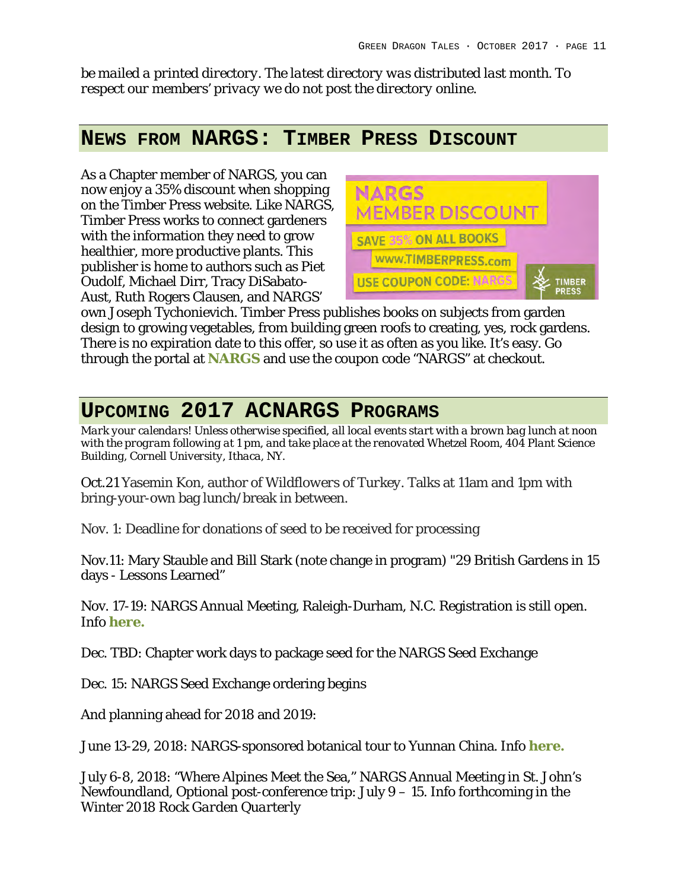*be mailed a printed directory. The latest directory was distributed last month. To respect our members' privacy we do not post the directory online.*

## News from NARGS: Timber Press Discount

As a Chapter member of NARGS, you can now enjoy a 35% discount when shopping on the Timber Press website. Like NARGS, Timber Press works to connect gardeners with the information they need to grow healthier, more productive plants. This publisher is home to authors such as Piet Oudolf, Michael Dirr, Tracy DiSabato-Aust, Ruth Rogers Clausen, and NARGS' own Joseph Tychonievich. Timber Press publishes books on subjects from garden design to growing vegetables, from building green roofs to creating, yes, rock gardens. There is no expiration date to this offer, so use it as often as you like. It's easy. Go through the portal at **NARGS** and use the coupon code "NARGS" at checkout.

## Upcoming 2017 ACNARGS Programs

*Mark your calendars! Unless otherwise specified, all local events start with a brown bag lunch at noon with the program following at 1 pm, and take place at the renovated Whetzel Room, 404 Plant Science Building, Cornell University, Ithaca, NY.*

Oct.21 Yasemin Kon, author of Wildflowers of Turkey. Talks at 11am and 1pm with bring-your-own bag lunch/break in between.

Nov. 1: Deadline for donations of seed to be received for processing

Nov.11: Mary Stauble and Bill Stark (note change in program) "29 British Gardens in 15 days - Lessons Learned"

Nov. 17-19: NARGS Annual Meeting, Raleigh-Durham, N.C. Registration is still open. Info **here.**

Dec. TBD: Chapter work days to package seed for the NARGS Seed Exchange

Dec. 15: NARGS Seed Exchange ordering begins

And planning ahead for 2018 and 2019:

June 13-29, 2018: NARGS-sponsored botanical tour to Yunnan China. Info **here.**

July 6-8, 2018: "Where Alpines Meet the Sea," NARGS Annual Meeting in St. John's Newfoundland, Optional post-conference trip: July 9 – 15. Info forthcoming in the Winter 2018 *Rock Garden Quarterly*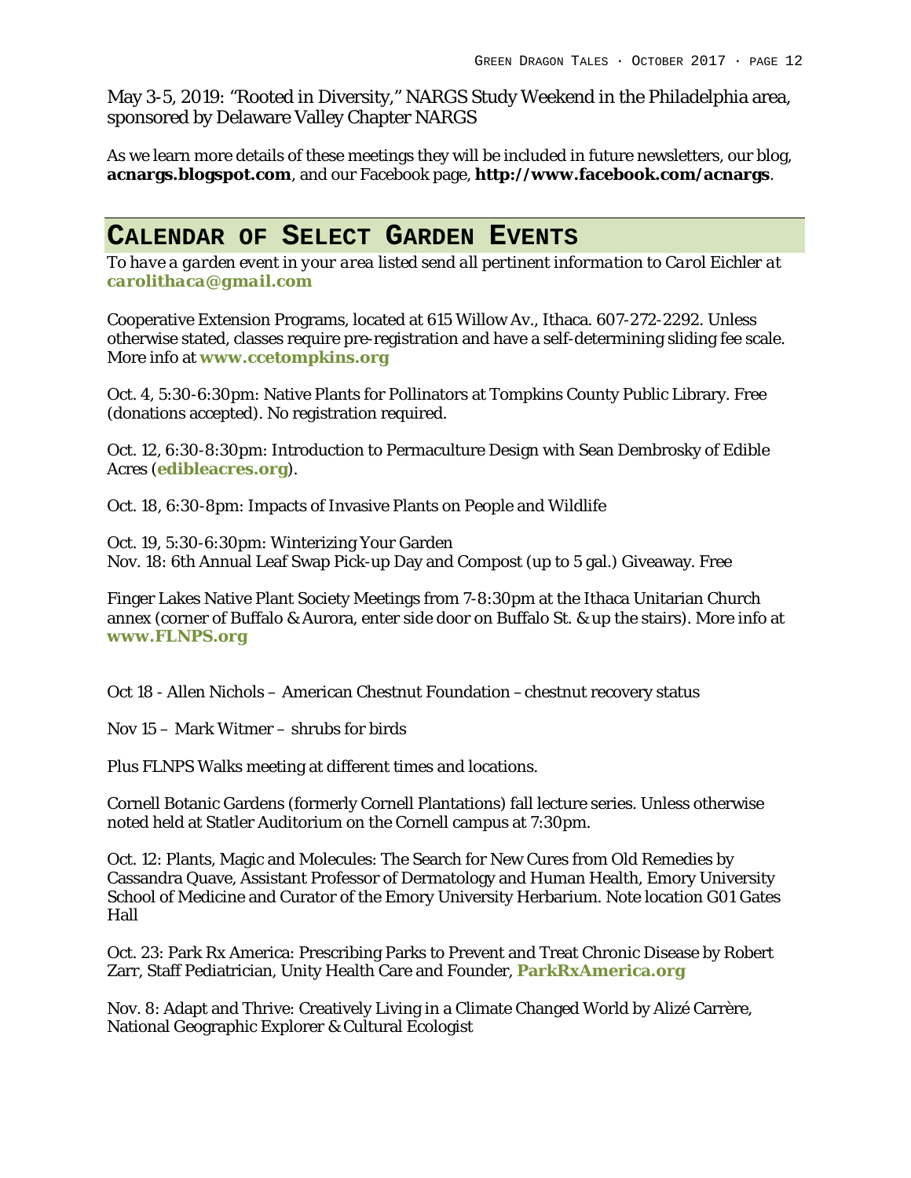May 3-5, 2019: "Rooted in Diversity," NARGS Study Weekend in the Philadelphia area, sponsored by Delaware Valley Chapter NARGS

As we learn more details of these meetings they will be included in future newsletters, our blog, **acnargs.blogspot.com**, and our Facebook page, **http://www.facebook.com/acnargs**.

## CALENDAR OF SELECT GARDEN EVENTS

*To have a garden event in your area listed send all pertinent information to Carol Eichler at* **carolithaca@gmail.com**

Cooperative Extension Programs, located at 615 Willow Av., Ithaca. 607-272-2292. Unless otherwise stated, classes require pre-registration and have a self-determining sliding fee scale. More info at **www.ccetompkins.org**

Oct. 4, 5:30-6:30pm: Native Plants for Pollinators at Tompkins County Public Library. Free (donations accepted). No registration required.

Oct. 12, 6:30-8:30pm: Introduction to Permaculture Design with Sean Dembrosky of Edible Acres (**edibleacres.org**).

Oct. 18, 6:30-8pm: Impacts of Invasive Plants on People and Wildlife

Oct. 19, 5:30-6:30pm: Winterizing Your Garden
Nov. 18: 6th Annual Leaf Swap Pick-up Day and Compost (up to 5 gal.) Giveaway. Free

Finger Lakes Native Plant Society Meetings from 7-8:30pm at the Ithaca Unitarian Church annex (corner of Buffalo & Aurora, enter side door on Buffalo St. & up the stairs). More info at **www.FLNPS.org**

Oct 18 - Allen Nichols – American Chestnut Foundation – chestnut recovery status

Nov 15 – Mark Witmer – shrubs for birds

Plus FLNPS Walks meeting at different times and locations.

Cornell Botanic Gardens (formerly Cornell Plantations) fall lecture series. Unless otherwise noted held at Statler Auditorium on the Cornell campus at 7:30pm.

Oct. 12: Plants, Magic and Molecules: The Search for New Cures from Old Remedies by Cassandra Quave, Assistant Professor of Dermatology and Human Health, Emory University School of Medicine and Curator of the Emory University Herbarium. Note location G01 Gates Hall

Oct. 23: Park Rx America: Prescribing Parks to Prevent and Treat Chronic Disease by Robert Zarr, Staff Pediatrician, Unity Health Care and Founder, **ParkRxAmerica.org**

Nov. 8: Adapt and Thrive: Creatively Living in a Climate Changed World by Alizé Carrère, National Geographic Explorer & Cultural Ecologist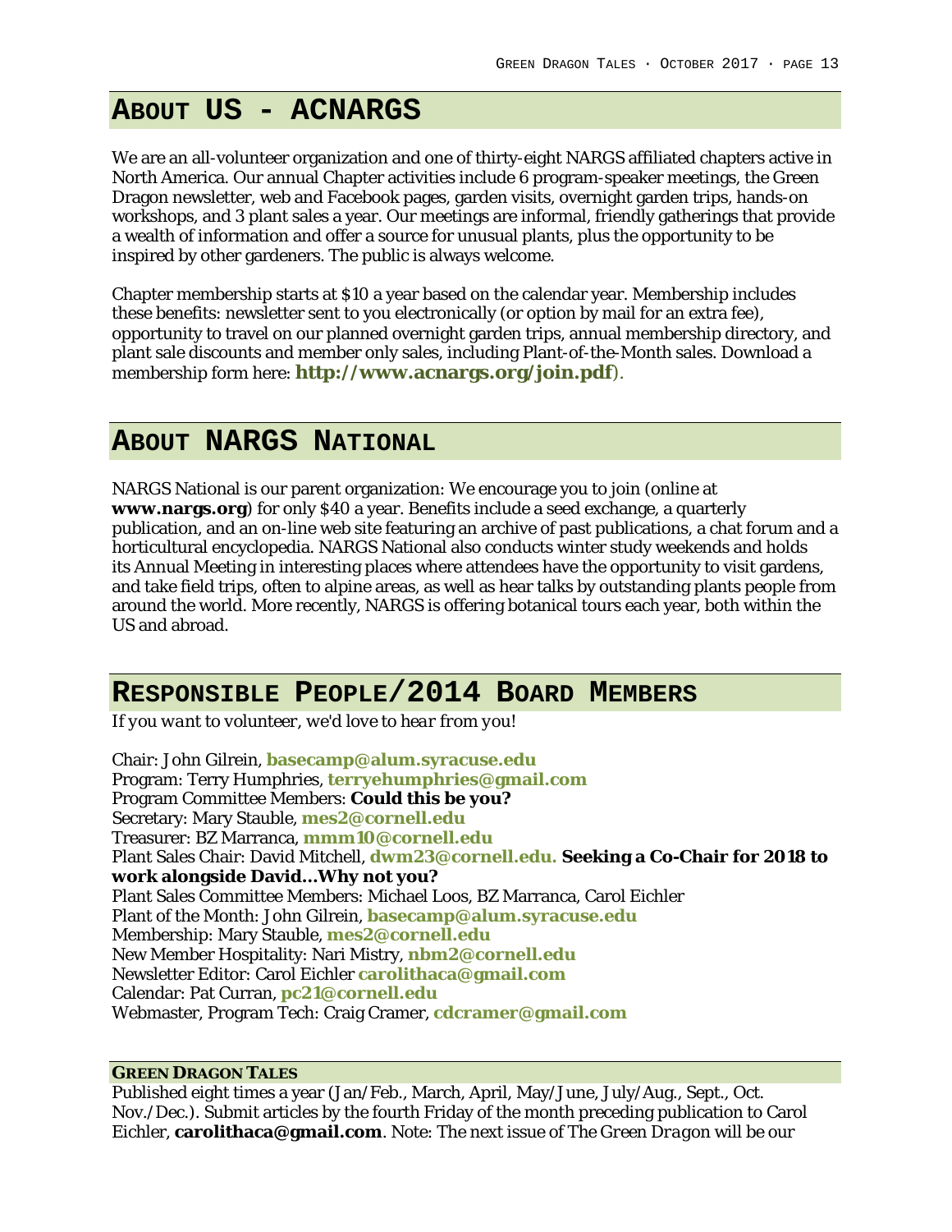## About US - ACNARGS

We are an all-volunteer organization and one of thirty-eight NARGS affiliated chapters active in North America. Our annual Chapter activities include 6 program-speaker meetings, the Green Dragon newsletter, web and Facebook pages, garden visits, overnight garden trips, hands-on workshops, and 3 plant sales a year. Our meetings are informal, friendly gatherings that provide a wealth of information and offer a source for unusual plants, plus the opportunity to be inspired by other gardeners. The public is always welcome.

Chapter membership starts at $10 a year based on the calendar year. Membership includes these benefits: newsletter sent to you electronically (or option by mail for an extra fee), opportunity to travel on our planned overnight garden trips, annual membership directory, and plant sale discounts and member only sales, including Plant-of-the-Month sales. Download a membership form here: **http://www.acnargs.org/join.pdf**).

## About NARGS National

NARGS National is our parent organization: We encourage you to join (online at **www.nargs.org**) for only $40 a year. Benefits include a seed exchange, a quarterly publication, and an on-line web site featuring an archive of past publications, a chat forum and a horticultural encyclopedia. NARGS National also conducts winter study weekends and holds its Annual Meeting in interesting places where attendees have the opportunity to visit gardens, and take field trips, often to alpine areas, as well as hear talks by outstanding plants people from around the world. More recently, NARGS is offering botanical tours each year, both within the US and abroad.

## Responsible People/2014 Board Members

*If you want to volunteer, we'd love to hear from you!*

Chair: John Gilrein, **basecamp@alum.syracuse.edu**
Program: Terry Humphries, **terryehumphries@gmail.com**
Program Committee Members: **Could this be you?**
Secretary: Mary Stauble, **mes2@cornell.edu**
Treasurer: BZ Marranca, **mmm10@cornell.edu**
Plant Sales Chair: David Mitchell, **dwm23@cornell.edu. Seeking a Co-Chair for 2018 to work alongside David…Why not you?**
Plant Sales Committee Members: Michael Loos, BZ Marranca, Carol Eichler
Plant of the Month: John Gilrein, **basecamp@alum.syracuse.edu**
Membership: Mary Stauble, **mes2@cornell.edu**
New Member Hospitality: Nari Mistry, **nbm2@cornell.edu**
Newsletter Editor: Carol Eichler **carolithaca@gmail.com**
Calendar: Pat Curran, **pc21@cornell.edu**
Webmaster, Program Tech: Craig Cramer, **cdcramer@gmail.com**

### Green Dragon Tales

Published eight times a year (Jan/Feb., March, April, May/June, July/Aug., Sept., Oct. Nov./Dec.). Submit articles by the fourth Friday of the month preceding publication to Carol Eichler, **carolithaca@gmail.com**. Note: The next issue of *The Green Dragon* will be our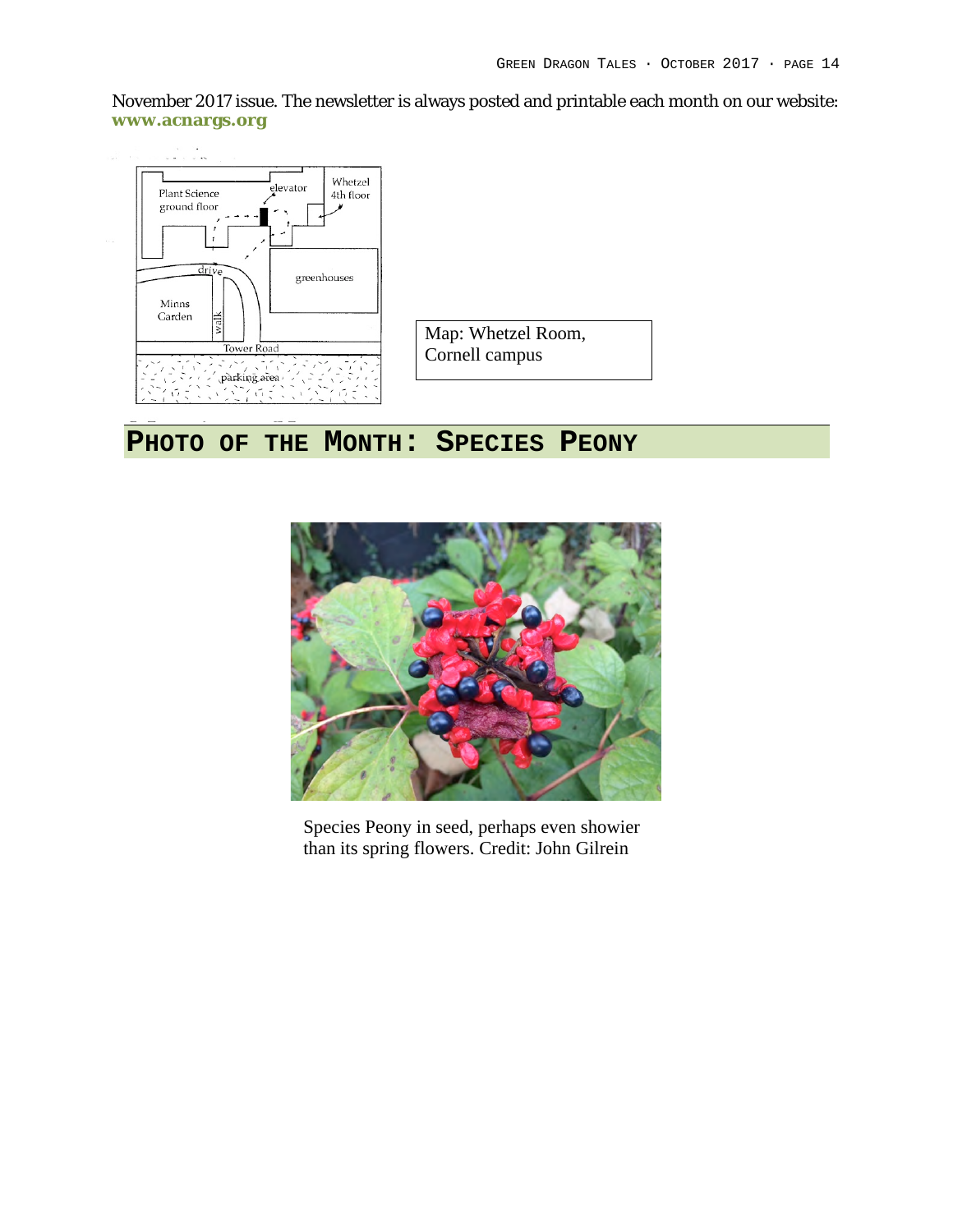November 2017 issue. The newsletter is always posted and printable each month on our website: **www.acnargs.org**

Plant Science ground floor

elevator

Whetzel 4th floor

drive

greenhouses

Minns Garden

walk

Tower Road

parking area

Map: Whetzel Room, Cornell campus

## PHOTO OF THE MONTH: SPECIES PEONY

Species Peony in seed, perhaps even showier than its spring flowers. Credit: John Gilrein